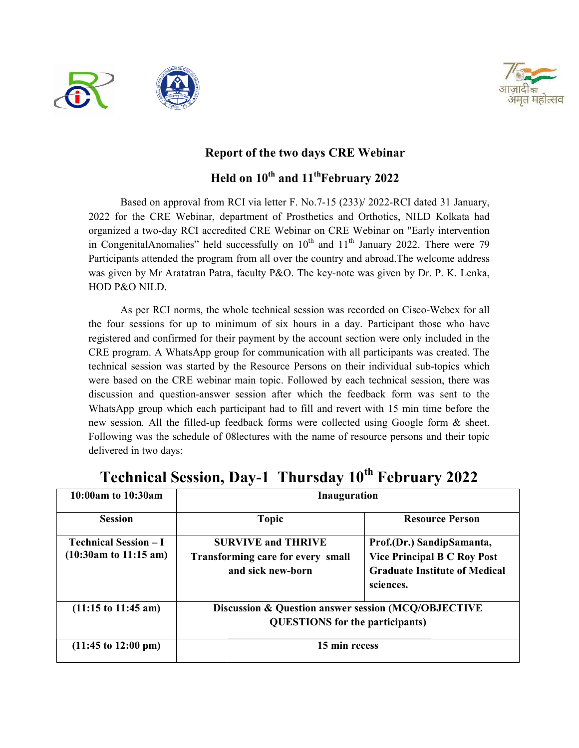## Report of the two days CRE Webinar

## Held on 10th and 11th February 2022

Based on approval from RCI via letter F. No.7-15 (233)/ 2022-RCI dated 31 January, 2022 for the CRE Webinar, department of Prosthetics and Orthotics, NILD Kolkata had organized a two-day RCI accredited CRE Webinar on CRE Webinar on "Early intervention in CongenitalAnomalies" held successfully on 10th and 11th January 2022. There were 79 Participants attended the program from all over the country and abroad.The welcome address was given by Mr Aratatran Patra, faculty P&O. The key-note was given by Dr. P. K. Lenka, HOD P&O NILD.

As per RCI norms, the whole technical session was recorded on Cisco-Webex for all the four sessions for up to minimum of six hours in a day. Participant those who have registered and confirmed for their payment by the account section were only included in the CRE program. A WhatsApp group for communication with all participants was created. The technical session was started by the Resource Persons on their individual sub-topics which were based on the CRE webinar main topic. Followed by each technical session, there was discussion and question-answer session after which the feedback form was sent to the WhatsApp group which each participant had to fill and revert with 15 min time before the new session. All the filled-up feedback forms were collected using Google form & sheet. Following was the schedule of 08lectures with the name of resource persons and their topic delivered in two days:

## Technical Session, Day-1 Thursday 10th February 2022

| 10:00am to 10:30am | Inauguration | |
|---|---|---|
| **Session** | **Topic** | **Resource Person** |
| **Technical Session – I (10:30am to 11:15 am)** | **SURVIVE and THRIVE Transforming care for every small and sick new-born** | **Prof.(Dr.) SandipSamanta, Vice Principal B C Roy Post Graduate Institute of Medical sciences.** |
| **(11:15 to 11:45 am)** | **Discussion & Question answer session (MCQ/OBJECTIVE QUESTIONS for the participants)** | |
| **(11:45 to 12:00 pm)** | **15 min recess** | |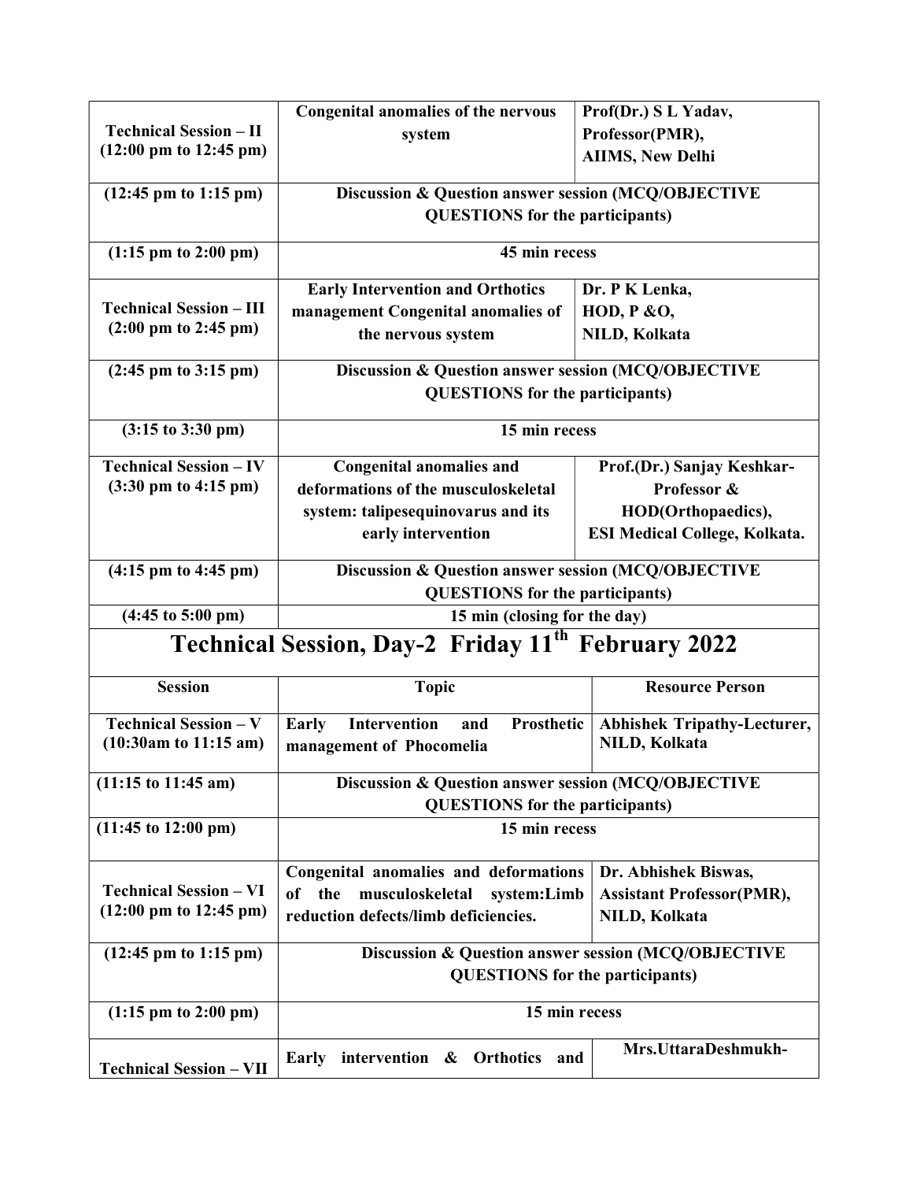| | | |
|---|---|---|
| **Technical Session – II (12:00 pm to 12:45 pm)** | **Congenital anomalies of the nervous system** | **Prof(Dr.) S L Yadav, Professor(PMR), AIIMS, New Delhi** |
| **(12:45 pm to 1:15 pm)** | **Discussion & Question answer session (MCQ/OBJECTIVE QUESTIONS for the participants)** | |
| **(1:15 pm to 2:00 pm)** | **45 min recess** | |
| **Technical Session – III (2:00 pm to 2:45 pm)** | **Early Intervention and Orthotics management Congenital anomalies of the nervous system** | **Dr. P K Lenka, HOD, P &O, NILD, Kolkata** |
| **(2:45 pm to 3:15 pm)** | **Discussion & Question answer session (MCQ/OBJECTIVE QUESTIONS for the participants)** | |
| **(3:15 to 3:30 pm)** | **15 min recess** | |
| **Technical Session – IV (3:30 pm to 4:15 pm)** | **Congenital anomalies and deformations of the musculoskeletal system: talipesequinovarus and its early intervention** | **Prof.(Dr.) Sanjay Keshkar-Professor & HOD(Orthopaedics), ESI Medical College, Kolkata.** |
| **(4:15 pm to 4:45 pm)** | **Discussion & Question answer session (MCQ/OBJECTIVE QUESTIONS for the participants)** | |
| **(4:45 to 5:00 pm)** | **15 min (closing for the day)** | |

## Technical Session, Day-2 Friday 11th February 2022

| Session | Topic | Resource Person |
|---|---|---|
| **Technical Session – V (10:30am to 11:15 am)** | **Early Intervention and Prosthetic management of Phocomelia** | **Abhishek Tripathy-Lecturer, NILD, Kolkata** |
| **(11:15 to 11:45 am)** | **Discussion & Question answer session (MCQ/OBJECTIVE QUESTIONS for the participants)** | |
| **(11:45 to 12:00 pm)** | **15 min recess** | |
| **Technical Session – VI (12:00 pm to 12:45 pm)** | **Congenital anomalies and deformations of the musculoskeletal system:Limb reduction defects/limb deficiencies.** | **Dr. Abhishek Biswas, Assistant Professor(PMR), NILD, Kolkata** |
| **(12:45 pm to 1:15 pm)** | **Discussion & Question answer session (MCQ/OBJECTIVE QUESTIONS for the participants)** | |
| **(1:15 pm to 2:00 pm)** | **15 min recess** | |
| **Technical Session – VII** | **Early intervention & Orthotics and** | **Mrs.UttaraDeshmukh-** |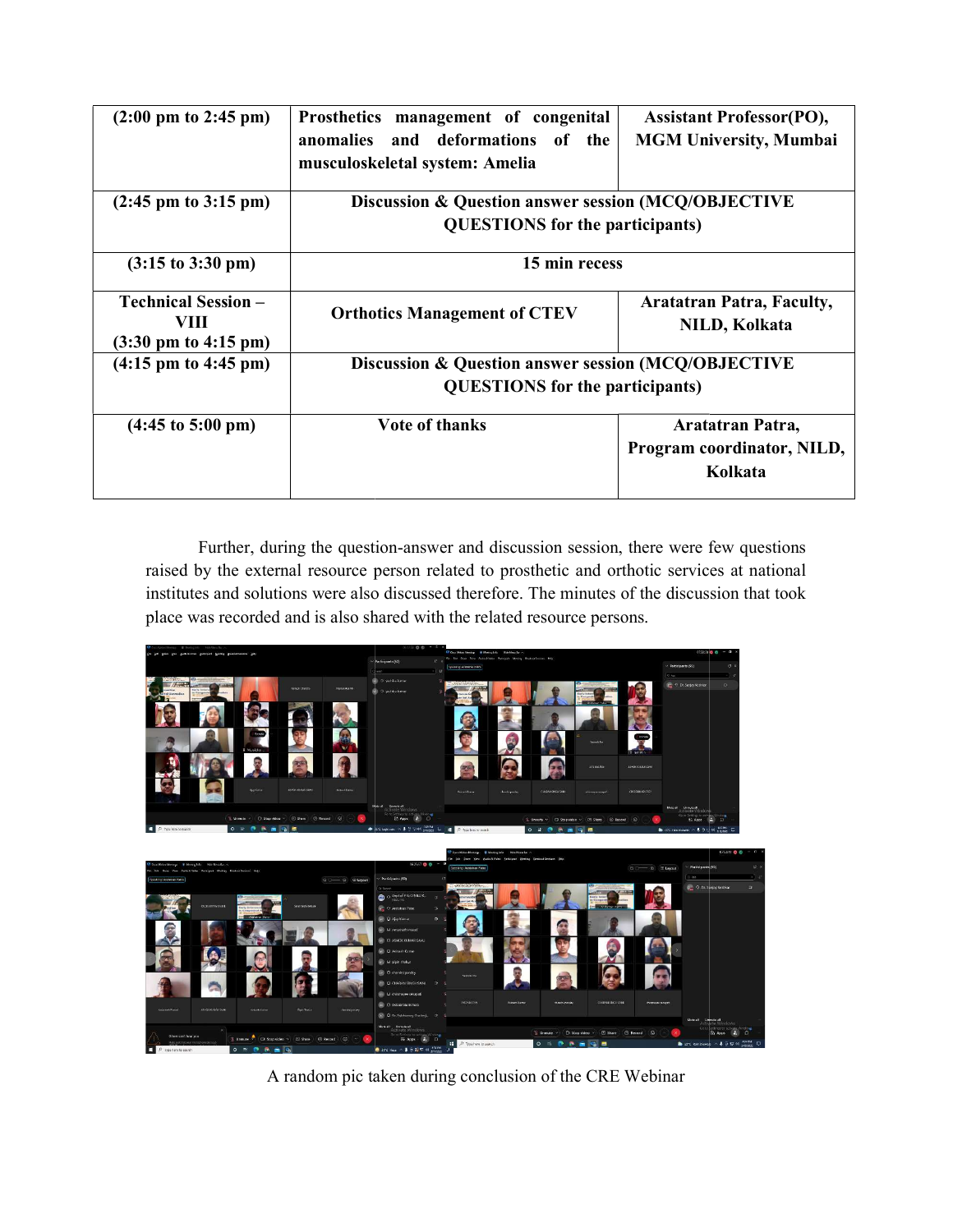| (2:00 pm to 2:45 pm) | **Prosthetics management of congenital anomalies and deformations of the musculoskeletal system: Amelia** | **Assistant Professor(PO), MGM University, Mumbai** |
|---|---|---|
| **(2:45 pm to 3:15 pm)** | **Discussion & Question answer session (MCQ/OBJECTIVE QUESTIONS for the participants)** | |
| **(3:15 to 3:30 pm)** | **15 min recess** | |
| **Technical Session – VIII (3:30 pm to 4:15 pm)** | **Orthotics Management of CTEV** | **Aratatran Patra, Faculty, NILD, Kolkata** |
| **(4:15 pm to 4:45 pm)** | **Discussion & Question answer session (MCQ/OBJECTIVE QUESTIONS for the participants)** | |
| **(4:45 to 5:00 pm)** | **Vote of thanks** | **Aratatran Patra, Program coordinator, NILD, Kolkata** |

Further, during the question-answer and discussion session, there were few questions raised by the external resource person related to prosthetic and orthotic services at national institutes and solutions were also discussed therefore. The minutes of the discussion that took place was recorded and is also shared with the related resource persons.

A random pic taken during conclusion of the CRE Webinar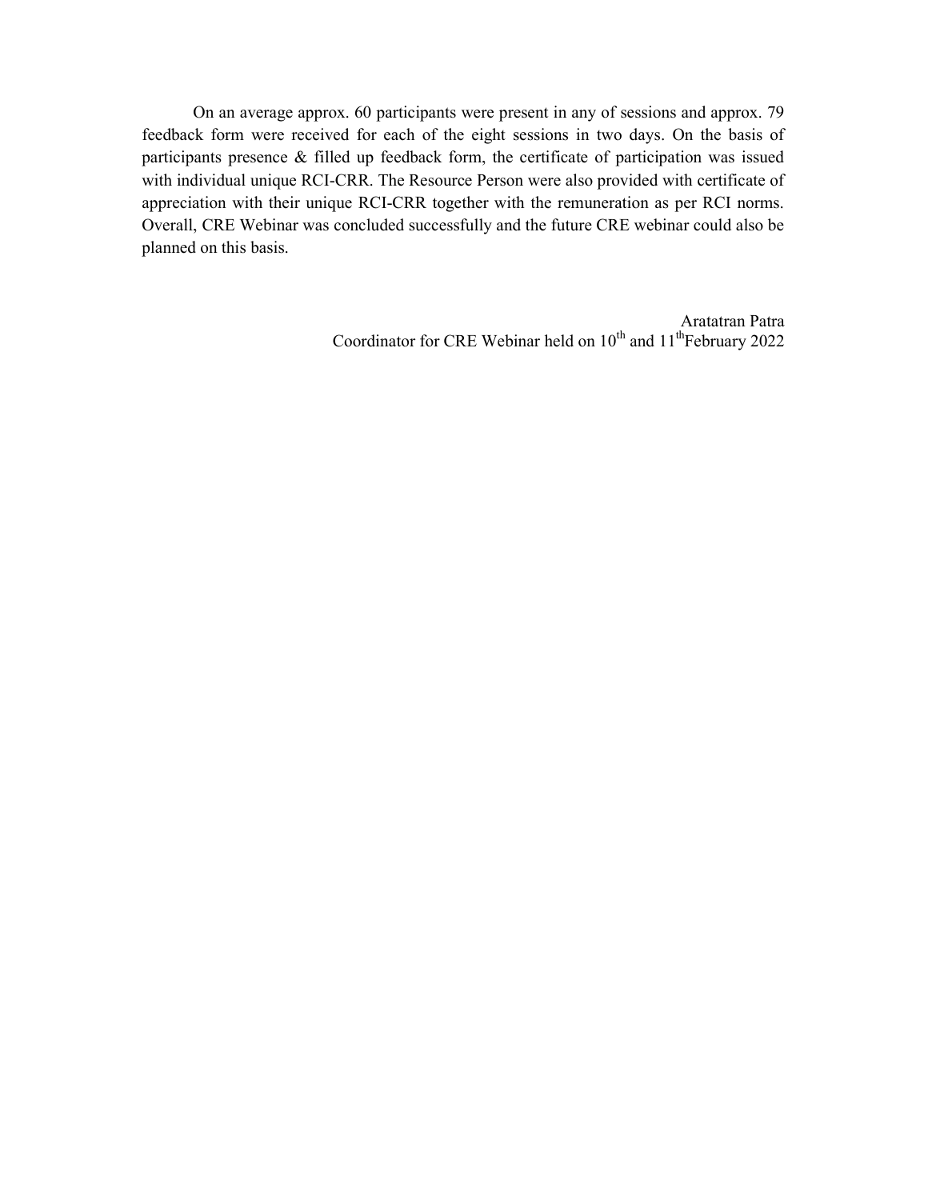On an average approx. 60 participants were present in any of sessions and approx. 79 feedback form were received for each of the eight sessions in two days. On the basis of participants presence & filled up feedback form, the certificate of participation was issued with individual unique RCI-CRR. The Resource Person were also provided with certificate of appreciation with their unique RCI-CRR together with the remuneration as per RCI norms. Overall, CRE Webinar was concluded successfully and the future CRE webinar could also be planned on this basis.

Aratatran Patra
Coordinator for CRE Webinar held on 10th and 11th February 2022